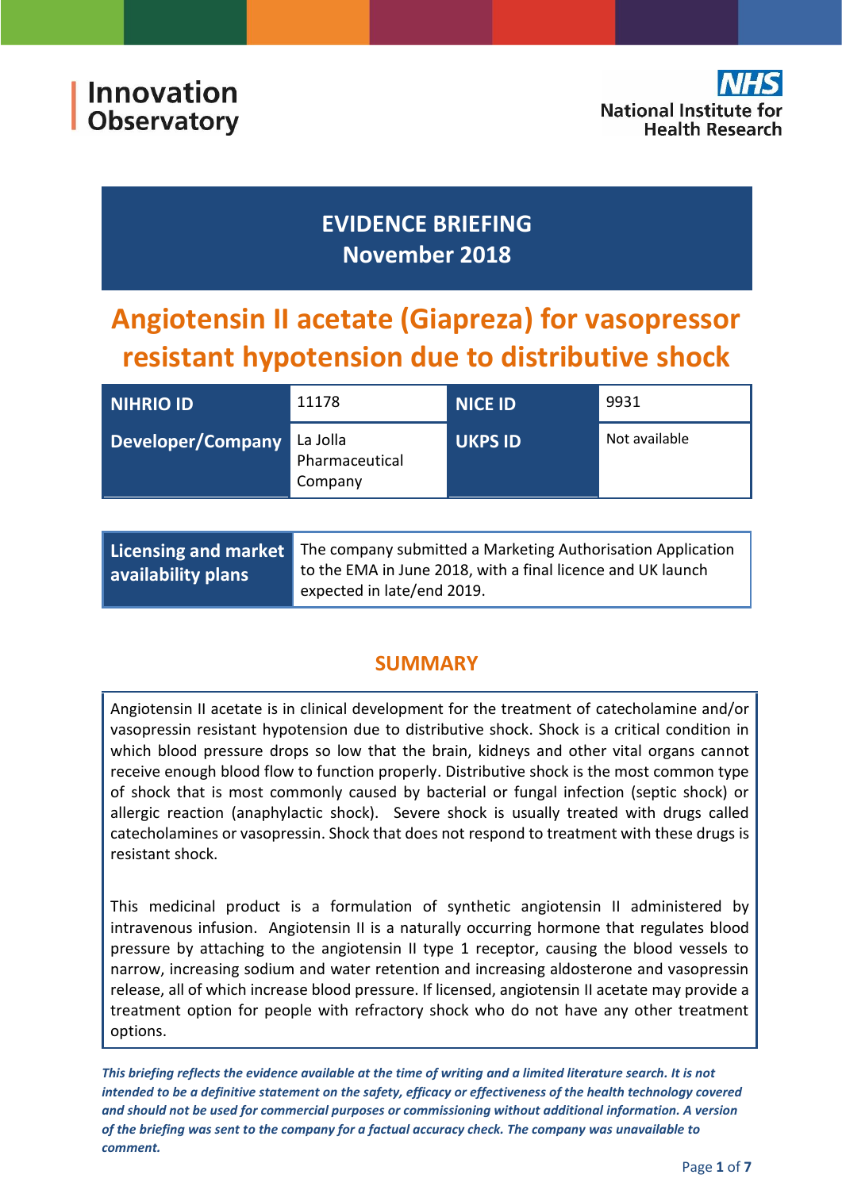Innovation Observatory

National Institute for Health Research

# EVIDENCE BRIEFING
## November 2018

# Angiotensin II acetate (Giapreza) for vasopressor resistant hypotension due to distributive shock

| NIHRIO ID | 11178 | NICE ID | 9931 |
|---|---|---|---|
| Developer/Company | La Jolla Pharmaceutical Company | UKPS ID | Not available |

| Licensing and market availability plans | The company submitted a Marketing Authorisation Application to the EMA in June 2018, with a final licence and UK launch expected in late/end 2019. |
|---|---|

## SUMMARY

Angiotensin II acetate is in clinical development for the treatment of catecholamine and/or vasopressin resistant hypotension due to distributive shock. Shock is a critical condition in which blood pressure drops so low that the brain, kidneys and other vital organs cannot receive enough blood flow to function properly. Distributive shock is the most common type of shock that is most commonly caused by bacterial or fungal infection (septic shock) or allergic reaction (anaphylactic shock). Severe shock is usually treated with drugs called catecholamines or vasopressin. Shock that does not respond to treatment with these drugs is resistant shock.

This medicinal product is a formulation of synthetic angiotensin II administered by intravenous infusion. Angiotensin II is a naturally occurring hormone that regulates blood pressure by attaching to the angiotensin II type 1 receptor, causing the blood vessels to narrow, increasing sodium and water retention and increasing aldosterone and vasopressin release, all of which increase blood pressure. If licensed, angiotensin II acetate may provide a treatment option for people with refractory shock who do not have any other treatment options.

***This briefing reflects the evidence available at the time of writing and a limited literature search. It is not intended to be a definitive statement on the safety, efficacy or effectiveness of the health technology covered and should not be used for commercial purposes or commissioning without additional information. A version of the briefing was sent to the company for a factual accuracy check. The company was unavailable to comment.***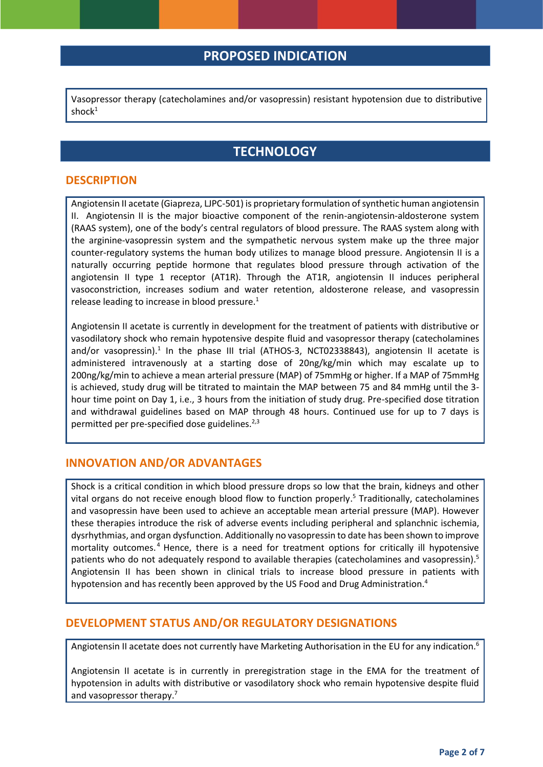## PROPOSED INDICATION

Vasopressor therapy (catecholamines and/or vasopressin) resistant hypotension due to distributive shock[1]

## TECHNOLOGY

### DESCRIPTION

Angiotensin II acetate (Giapreza, LJPC-501) is proprietary formulation of synthetic human angiotensin II. Angiotensin II is the major bioactive component of the renin-angiotensin-aldosterone system (RAAS system), one of the body's central regulators of blood pressure. The RAAS system along with the arginine-vasopressin system and the sympathetic nervous system make up the three major counter-regulatory systems the human body utilizes to manage blood pressure. Angiotensin II is a naturally occurring peptide hormone that regulates blood pressure through activation of the angiotensin II type 1 receptor (AT1R). Through the AT1R, angiotensin II induces peripheral vasoconstriction, increases sodium and water retention, aldosterone release, and vasopressin release leading to increase in blood pressure.[1]

Angiotensin II acetate is currently in development for the treatment of patients with distributive or vasodilatory shock who remain hypotensive despite fluid and vasopressor therapy (catecholamines and/or vasopressin).[1] In the phase III trial (ATHOS-3, NCT02338843), angiotensin II acetate is administered intravenously at a starting dose of 20ng/kg/min which may escalate up to 200ng/kg/min to achieve a mean arterial pressure (MAP) of 75mmHg or higher. If a MAP of 75mmHg is achieved, study drug will be titrated to maintain the MAP between 75 and 84 mmHg until the 3-hour time point on Day 1, i.e., 3 hours from the initiation of study drug. Pre-specified dose titration and withdrawal guidelines based on MAP through 48 hours. Continued use for up to 7 days is permitted per pre-specified dose guidelines.[2,3]

### INNOVATION AND/OR ADVANTAGES

Shock is a critical condition in which blood pressure drops so low that the brain, kidneys and other vital organs do not receive enough blood flow to function properly.[5] Traditionally, catecholamines and vasopressin have been used to achieve an acceptable mean arterial pressure (MAP). However these therapies introduce the risk of adverse events including peripheral and splanchnic ischemia, dysrhythmias, and organ dysfunction. Additionally no vasopressin to date has been shown to improve mortality outcomes.[4] Hence, there is a need for treatment options for critically ill hypotensive patients who do not adequately respond to available therapies (catecholamines and vasopressin).[5] Angiotensin II has been shown in clinical trials to increase blood pressure in patients with hypotension and has recently been approved by the US Food and Drug Administration.[4]

### DEVELOPMENT STATUS AND/OR REGULATORY DESIGNATIONS

Angiotensin II acetate does not currently have Marketing Authorisation in the EU for any indication.[6]

Angiotensin II acetate is in currently in preregistration stage in the EMA for the treatment of hypotension in adults with distributive or vasodilatory shock who remain hypotensive despite fluid and vasopressor therapy.[7]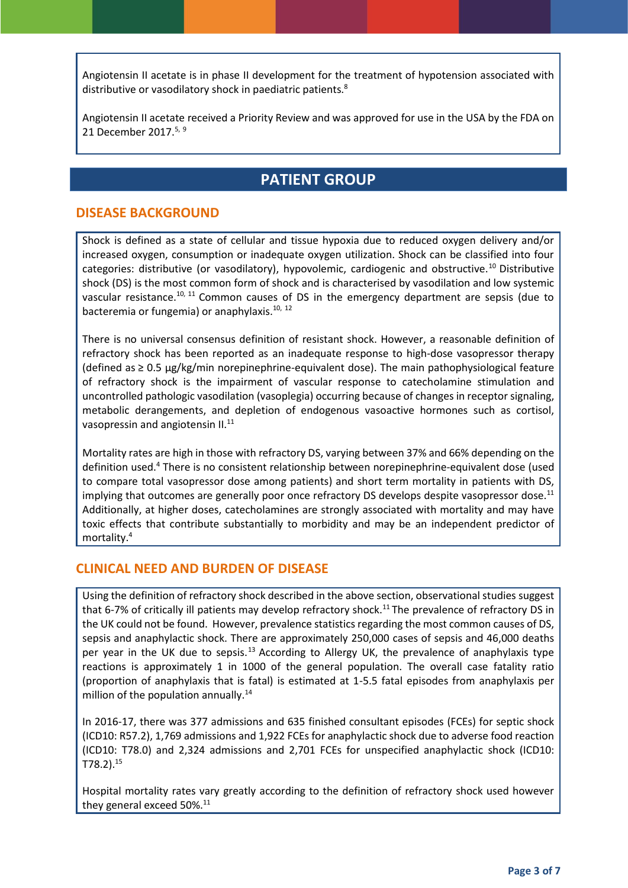Angiotensin II acetate is in phase II development for the treatment of hypotension associated with distributive or vasodilatory shock in paediatric patients.[8]

Angiotensin II acetate received a Priority Review and was approved for use in the USA by the FDA on 21 December 2017.[5, 9]

# PATIENT GROUP

## DISEASE BACKGROUND

Shock is defined as a state of cellular and tissue hypoxia due to reduced oxygen delivery and/or increased oxygen, consumption or inadequate oxygen utilization. Shock can be classified into four categories: distributive (or vasodilatory), hypovolemic, cardiogenic and obstructive.[10] Distributive shock (DS) is the most common form of shock and is characterised by vasodilation and low systemic vascular resistance.[10, 11] Common causes of DS in the emergency department are sepsis (due to bacteremia or fungemia) or anaphylaxis.[10, 12]

There is no universal consensus definition of resistant shock. However, a reasonable definition of refractory shock has been reported as an inadequate response to high-dose vasopressor therapy (defined as ≥ 0.5 µg/kg/min norepinephrine-equivalent dose). The main pathophysiological feature of refractory shock is the impairment of vascular response to catecholamine stimulation and uncontrolled pathologic vasodilation (vasoplegia) occurring because of changes in receptor signaling, metabolic derangements, and depletion of endogenous vasoactive hormones such as cortisol, vasopressin and angiotensin II.[11]

Mortality rates are high in those with refractory DS, varying between 37% and 66% depending on the definition used.[4] There is no consistent relationship between norepinephrine-equivalent dose (used to compare total vasopressor dose among patients) and short term mortality in patients with DS, implying that outcomes are generally poor once refractory DS develops despite vasopressor dose.[11] Additionally, at higher doses, catecholamines are strongly associated with mortality and may have toxic effects that contribute substantially to morbidity and may be an independent predictor of mortality.[4]

## CLINICAL NEED AND BURDEN OF DISEASE

Using the definition of refractory shock described in the above section, observational studies suggest that 6-7% of critically ill patients may develop refractory shock.[11] The prevalence of refractory DS in the UK could not be found. However, prevalence statistics regarding the most common causes of DS, sepsis and anaphylactic shock. There are approximately 250,000 cases of sepsis and 46,000 deaths per year in the UK due to sepsis.[13] According to Allergy UK, the prevalence of anaphylaxis type reactions is approximately 1 in 1000 of the general population. The overall case fatality ratio (proportion of anaphylaxis that is fatal) is estimated at 1-5.5 fatal episodes from anaphylaxis per million of the population annually.[14]

In 2016-17, there was 377 admissions and 635 finished consultant episodes (FCEs) for septic shock (ICD10: R57.2), 1,769 admissions and 1,922 FCEs for anaphylactic shock due to adverse food reaction (ICD10: T78.0) and 2,324 admissions and 2,701 FCEs for unspecified anaphylactic shock (ICD10: T78.2).[15]

Hospital mortality rates vary greatly according to the definition of refractory shock used however they general exceed 50%.[11]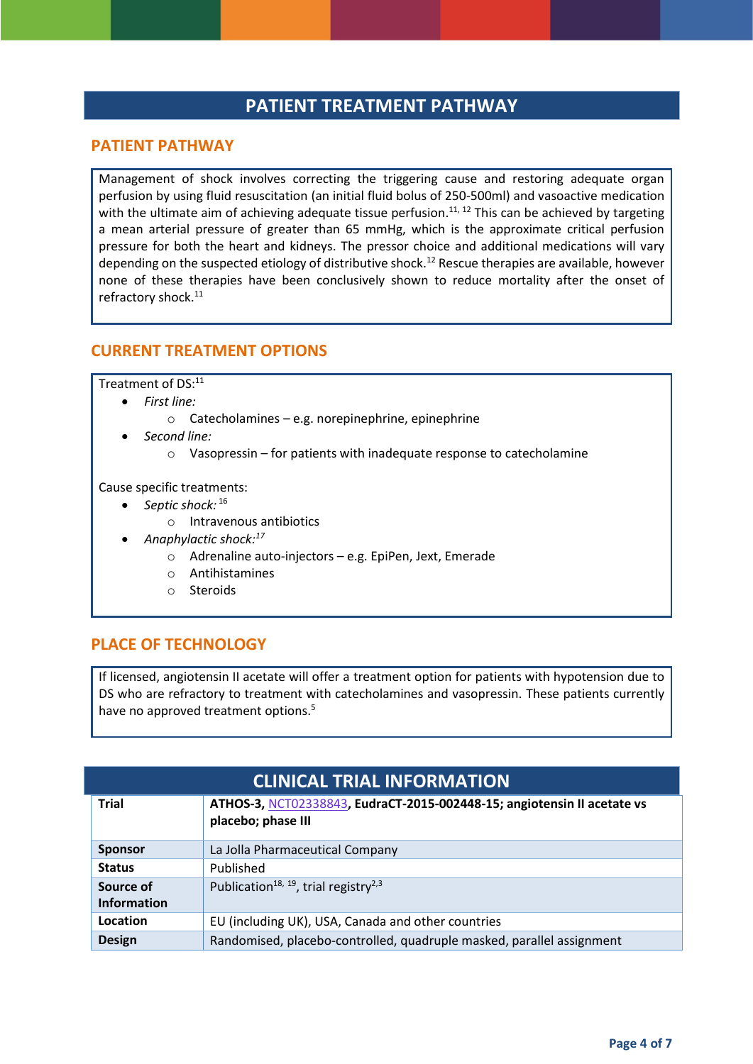# PATIENT TREATMENT PATHWAY

## PATIENT PATHWAY

Management of shock involves correcting the triggering cause and restoring adequate organ perfusion by using fluid resuscitation (an initial fluid bolus of 250-500ml) and vasoactive medication with the ultimate aim of achieving adequate tissue perfusion.[11, 12] This can be achieved by targeting a mean arterial pressure of greater than 65 mmHg, which is the approximate critical perfusion pressure for both the heart and kidneys. The pressor choice and additional medications will vary depending on the suspected etiology of distributive shock.[12] Rescue therapies are available, however none of these therapies have been conclusively shown to reduce mortality after the onset of refractory shock.[11]

## CURRENT TREATMENT OPTIONS

Treatment of DS:[11]

- *First line:*
  - Catecholamines – e.g. norepinephrine, epinephrine
- *Second line:*
  - Vasopressin – for patients with inadequate response to catecholamine

Cause specific treatments:

- *Septic shock:*[16]
  - Intravenous antibiotics
- *Anaphylactic shock:*[17]
  - Adrenaline auto-injectors – e.g. EpiPen, Jext, Emerade
  - Antihistamines
  - Steroids

## PLACE OF TECHNOLOGY

If licensed, angiotensin II acetate will offer a treatment option for patients with hypotension due to DS who are refractory to treatment with catecholamines and vasopressin. These patients currently have no approved treatment options.[5]

# CLINICAL TRIAL INFORMATION

| | |
|---|---|
| **Trial** | **ATHOS-3, NCT02338843, EudraCT-2015-002448-15; angiotensin II acetate vs placebo; phase III** |
| **Sponsor** | La Jolla Pharmaceutical Company |
| **Status** | Published |
| **Source of Information** | Publication[18, 19], trial registry[2,3] |
| **Location** | EU (including UK), USA, Canada and other countries |
| **Design** | Randomised, placebo-controlled, quadruple masked, parallel assignment |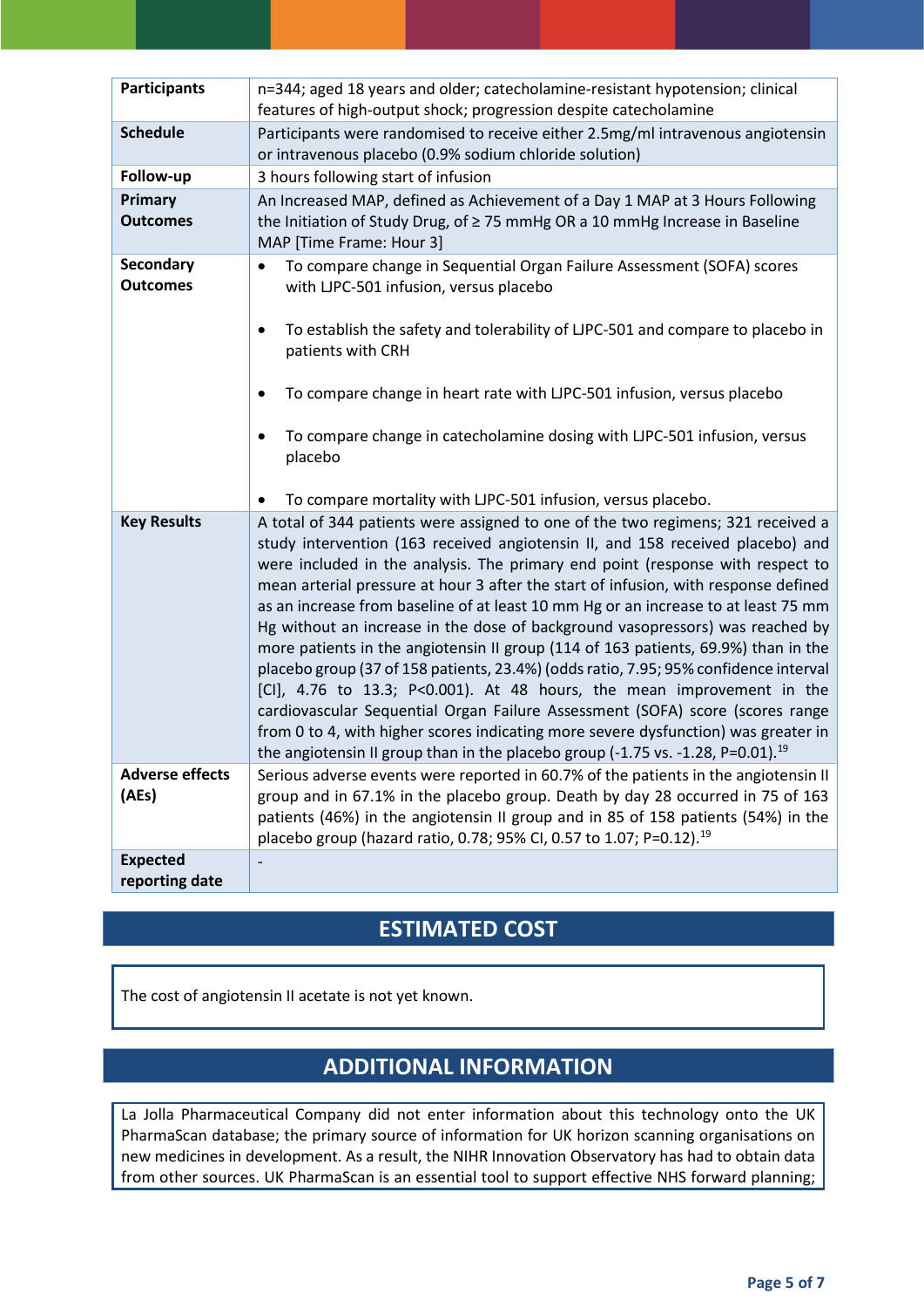| | |
|---|---|
| **Participants** | n=344; aged 18 years and older; catecholamine-resistant hypotension; clinical features of high-output shock; progression despite catecholamine |
| **Schedule** | Participants were randomised to receive either 2.5mg/ml intravenous angiotensin or intravenous placebo (0.9% sodium chloride solution) |
| **Follow-up** | 3 hours following start of infusion |
| **Primary Outcomes** | An Increased MAP, defined as Achievement of a Day 1 MAP at 3 Hours Following the Initiation of Study Drug, of ≥ 75 mmHg OR a 10 mmHg Increase in Baseline MAP [Time Frame: Hour 3] |
| **Secondary Outcomes** | • To compare change in Sequential Organ Failure Assessment (SOFA) scores with LJPC-501 infusion, versus placebo <br> • To establish the safety and tolerability of LJPC-501 and compare to placebo in patients with CRH <br> • To compare change in heart rate with LJPC-501 infusion, versus placebo <br> • To compare change in catecholamine dosing with LJPC-501 infusion, versus placebo <br> • To compare mortality with LJPC-501 infusion, versus placebo. |
| **Key Results** | A total of 344 patients were assigned to one of the two regimens; 321 received a study intervention (163 received angiotensin II, and 158 received placebo) and were included in the analysis. The primary end point (response with respect to mean arterial pressure at hour 3 after the start of infusion, with response defined as an increase from baseline of at least 10 mm Hg or an increase to at least 75 mm Hg without an increase in the dose of background vasopressors) was reached by more patients in the angiotensin II group (114 of 163 patients, 69.9%) than in the placebo group (37 of 158 patients, 23.4%) (odds ratio, 7.95; 95% confidence interval [CI], 4.76 to 13.3; P<0.001). At 48 hours, the mean improvement in the cardiovascular Sequential Organ Failure Assessment (SOFA) score (scores range from 0 to 4, with higher scores indicating more severe dysfunction) was greater in the angiotensin II group than in the placebo group (-1.75 vs. -1.28, P=0.01).[19] |
| **Adverse effects (AEs)** | Serious adverse events were reported in 60.7% of the patients in the angiotensin II group and in 67.1% in the placebo group. Death by day 28 occurred in 75 of 163 patients (46%) in the angiotensin II group and in 85 of 158 patients (54%) in the placebo group (hazard ratio, 0.78; 95% CI, 0.57 to 1.07; P=0.12).[19] |
| **Expected reporting date** | - |

## ESTIMATED COST

The cost of angiotensin II acetate is not yet known.

## ADDITIONAL INFORMATION

La Jolla Pharmaceutical Company did not enter information about this technology onto the UK PharmaScan database; the primary source of information for UK horizon scanning organisations on new medicines in development. As a result, the NIHR Innovation Observatory has had to obtain data from other sources. UK PharmaScan is an essential tool to support effective NHS forward planning;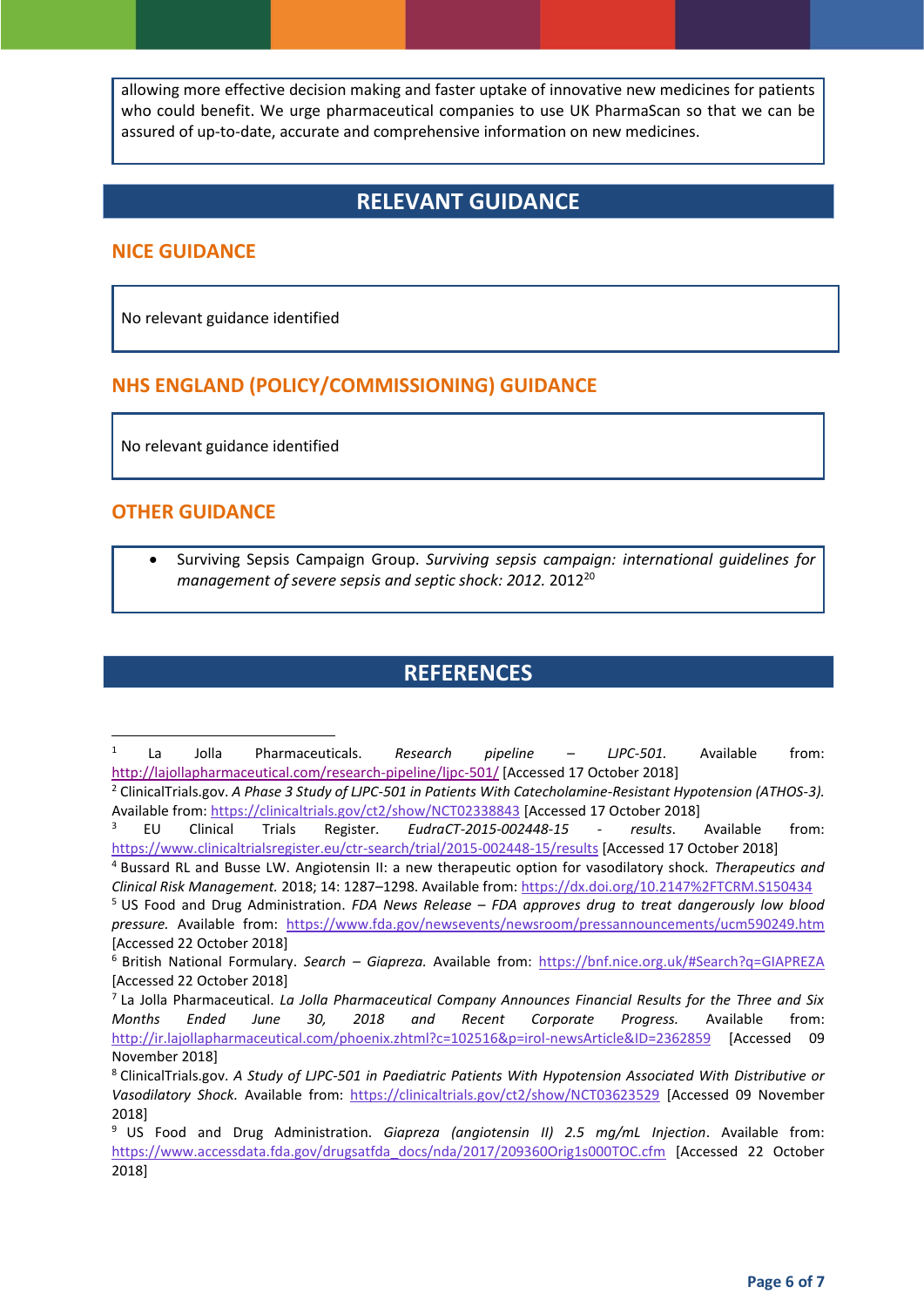allowing more effective decision making and faster uptake of innovative new medicines for patients who could benefit. We urge pharmaceutical companies to use UK PharmaScan so that we can be assured of up-to-date, accurate and comprehensive information on new medicines.

## RELEVANT GUIDANCE

### NICE GUIDANCE

No relevant guidance identified

### NHS ENGLAND (POLICY/COMMISSIONING) GUIDANCE

No relevant guidance identified

### OTHER GUIDANCE

- Surviving Sepsis Campaign Group. *Surviving sepsis campaign: international guidelines for management of severe sepsis and septic shock: 2012.* 2012[20]

## REFERENCES

[1] La Jolla Pharmaceuticals. *Research pipeline – LJPC-501.* Available from: http://lajollapharmaceutical.com/research-pipeline/ljpc-501/ [Accessed 17 October 2018]

[2] ClinicalTrials.gov. *A Phase 3 Study of LJPC-501 in Patients With Catecholamine-Resistant Hypotension (ATHOS-3).* Available from: https://clinicaltrials.gov/ct2/show/NCT02338843 [Accessed 17 October 2018]

[3] EU Clinical Trials Register. *EudraCT-2015-002448-15 - results.* Available from: https://www.clinicaltrialsregister.eu/ctr-search/trial/2015-002448-15/results [Accessed 17 October 2018]

[4] Bussard RL and Busse LW. Angiotensin II: a new therapeutic option for vasodilatory shock. *Therapeutics and Clinical Risk Management.* 2018; 14: 1287–1298. Available from: https://dx.doi.org/10.2147%2FTCRM.S150434

[5] US Food and Drug Administration. *FDA News Release – FDA approves drug to treat dangerously low blood pressure.* Available from: https://www.fda.gov/newsevents/newsroom/pressannouncements/ucm590249.htm [Accessed 22 October 2018]

[6] British National Formulary. *Search – Giapreza.* Available from: https://bnf.nice.org.uk/#Search?q=GIAPREZA [Accessed 22 October 2018]

[7] La Jolla Pharmaceutical. *La Jolla Pharmaceutical Company Announces Financial Results for the Three and Six Months Ended June 30, 2018 and Recent Corporate Progress.* Available from: http://ir.lajollapharmaceutical.com/phoenix.zhtml?c=102516&p=irol-newsArticle&ID=2362859 [Accessed 09 November 2018]

[8] ClinicalTrials.gov. *A Study of LJPC-501 in Paediatric Patients With Hypotension Associated With Distributive or Vasodilatory Shock.* Available from: https://clinicaltrials.gov/ct2/show/NCT03623529 [Accessed 09 November 2018]

[9] US Food and Drug Administration. *Giapreza (angiotensin II) 2.5 mg/mL Injection*. Available from: https://www.accessdata.fda.gov/drugsatfda_docs/nda/2017/209360Orig1s000TOC.cfm [Accessed 22 October 2018]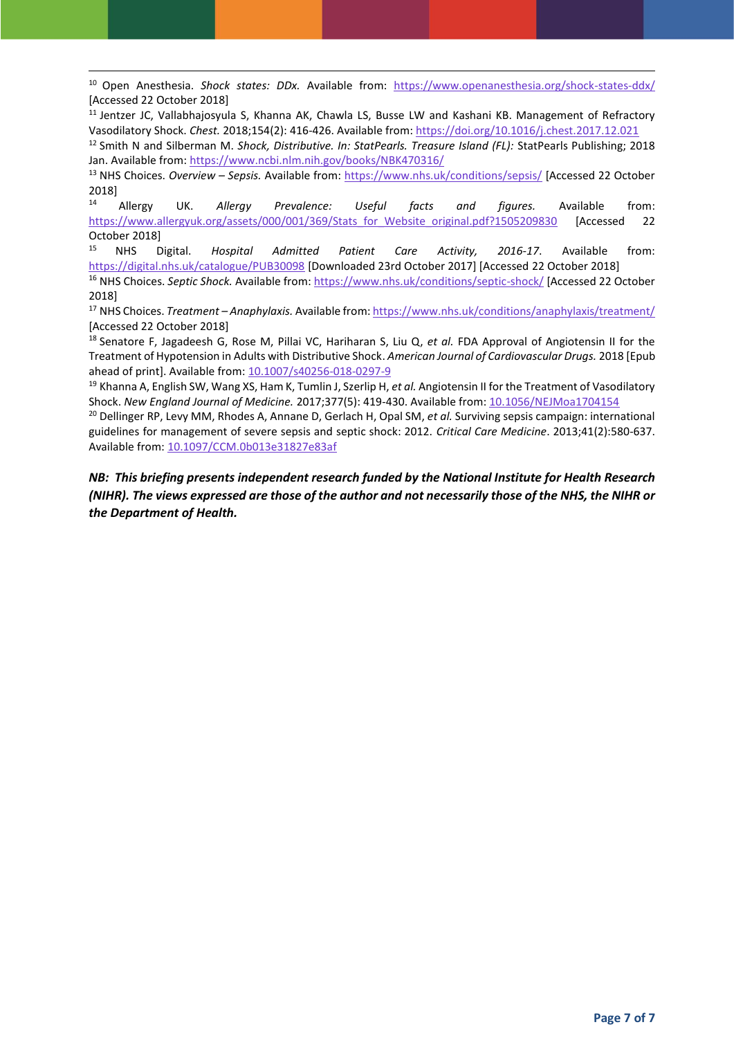[10] Open Anesthesia. *Shock states: DDx.* Available from: https://www.openanesthesia.org/shock-states-ddx/ [Accessed 22 October 2018]

[11] Jentzer JC, Vallabhajosyula S, Khanna AK, Chawla LS, Busse LW and Kashani KB. Management of Refractory Vasodilatory Shock. *Chest.* 2018;154(2): 416-426. Available from: https://doi.org/10.1016/j.chest.2017.12.021

[12] Smith N and Silberman M. *Shock, Distributive. In: StatPearls. Treasure Island (FL):* StatPearls Publishing; 2018 Jan. Available from: https://www.ncbi.nlm.nih.gov/books/NBK470316/

[13] NHS Choices. *Overview – Sepsis.* Available from: https://www.nhs.uk/conditions/sepsis/ [Accessed 22 October 2018]

[14] Allergy UK. *Allergy Prevalence: Useful facts and figures.* Available from: https://www.allergyuk.org/assets/000/001/369/Stats_for_Website_original.pdf?1505209830 [Accessed 22 October 2018]

[15] NHS Digital. *Hospital Admitted Patient Care Activity, 2016-17.* Available from: https://digital.nhs.uk/catalogue/PUB30098 [Downloaded 23rd October 2017] [Accessed 22 October 2018]

[16] NHS Choices. *Septic Shock.* Available from: https://www.nhs.uk/conditions/septic-shock/ [Accessed 22 October 2018]

[17] NHS Choices. *Treatment – Anaphylaxis.* Available from: https://www.nhs.uk/conditions/anaphylaxis/treatment/ [Accessed 22 October 2018]

[18] Senatore F, Jagadeesh G, Rose M, Pillai VC, Hariharan S, Liu Q, *et al.* FDA Approval of Angiotensin II for the Treatment of Hypotension in Adults with Distributive Shock. *American Journal of Cardiovascular Drugs.* 2018 [Epub ahead of print]. Available from: 10.1007/s40256-018-0297-9

[19] Khanna A, English SW, Wang XS, Ham K, Tumlin J, Szerlip H, *et al.* Angiotensin II for the Treatment of Vasodilatory Shock. *New England Journal of Medicine.* 2017;377(5): 419-430. Available from: 10.1056/NEJMoa1704154

[20] Dellinger RP, Levy MM, Rhodes A, Annane D, Gerlach H, Opal SM, *et al.* Surviving sepsis campaign: international guidelines for management of severe sepsis and septic shock: 2012. *Critical Care Medicine*. 2013;41(2):580-637. Available from: 10.1097/CCM.0b013e31827e83af

***NB: This briefing presents independent research funded by the National Institute for Health Research (NIHR). The views expressed are those of the author and not necessarily those of the NHS, the NIHR or the Department of Health.***